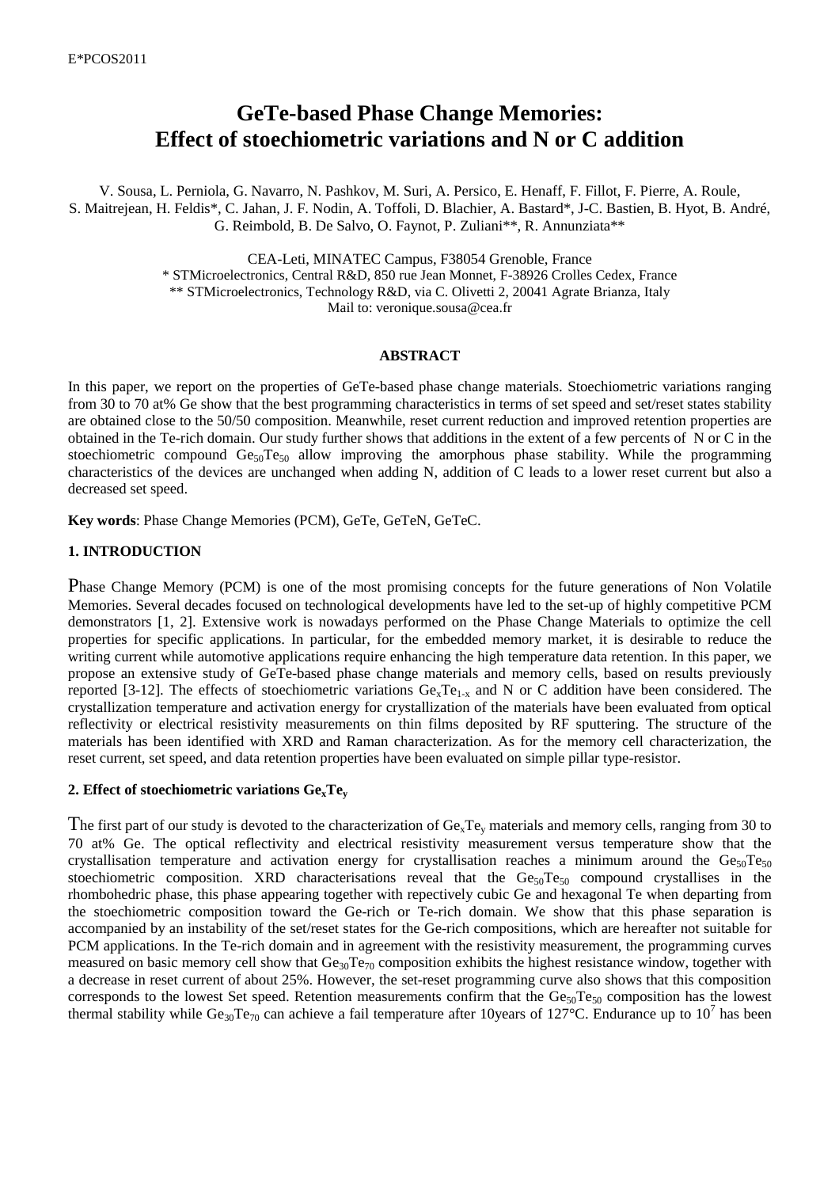# GeTe-based Phase Change Memories: Effect of stoechiometric variations and N or C addition

V. Sousa, L. Perniola, G. Navarro, N. Pashkov, M. Suri, A. Persico, E. Henaff, F. Fillot, F. Pierre, A. Roule, S. Maitrejean, H. Feldis*, C. Jahan, J. F. Nodin, A. Toffoli, D. Blachier, A. Bastard*, J-C. Bastien, B. Hyot, B. André, G. Reimbold, B. De Salvo, O. Faynot, P. Zuliani**, R. Annunziata**

CEA-Leti, MINATEC Campus, F38054 Grenoble, France
\* STMicroelectronics, Central R&D, 850 rue Jean Monnet, F-38926 Crolles Cedex, France
\*\* STMicroelectronics, Technology R&D, via C. Olivetti 2, 20041 Agrate Brianza, Italy
Mail to: veronique.sousa@cea.fr

### ABSTRACT

In this paper, we report on the properties of GeTe-based phase change materials. Stoechiometric variations ranging from 30 to 70 at% Ge show that the best programming characteristics in terms of set speed and set/reset states stability are obtained close to the 50/50 composition. Meanwhile, reset current reduction and improved retention properties are obtained in the Te-rich domain. Our study further shows that additions in the extent of a few percents of N or C in the stoechiometric compound $Ge_{50}Te_{50}$ allow improving the amorphous phase stability. While the programming characteristics of the devices are unchanged when adding N, addition of C leads to a lower reset current but also a decreased set speed.

**Key words**: Phase Change Memories (PCM), GeTe, GeTeN, GeTeC.

## 1. INTRODUCTION

Phase Change Memory (PCM) is one of the most promising concepts for the future generations of Non Volatile Memories. Several decades focused on technological developments have led to the set-up of highly competitive PCM demonstrators [1, 2]. Extensive work is nowadays performed on the Phase Change Materials to optimize the cell properties for specific applications. In particular, for the embedded memory market, it is desirable to reduce the writing current while automotive applications require enhancing the high temperature data retention. In this paper, we propose an extensive study of GeTe-based phase change materials and memory cells, based on results previously reported [3-12]. The effects of stoechiometric variations $Ge_xTe_{1-x}$ and N or C addition have been considered. The crystallization temperature and activation energy for crystallization of the materials have been evaluated from optical reflectivity or electrical resistivity measurements on thin films deposited by RF sputtering. The structure of the materials has been identified with XRD and Raman characterization. As for the memory cell characterization, the reset current, set speed, and data retention properties have been evaluated on simple pillar type-resistor.

### 2. Effect of stoechiometric variations $Ge_xTe_y$

The first part of our study is devoted to the characterization of $Ge_xTe_y$ materials and memory cells, ranging from 30 to 70 at% Ge. The optical reflectivity and electrical resistivity measurement versus temperature show that the crystallisation temperature and activation energy for crystallisation reaches a minimum around the $Ge_{50}Te_{50}$ stoechiometric composition. XRD characterisations reveal that the $Ge_{50}Te_{50}$ compound crystallises in the rhombohedric phase, this phase appearing together with repectively cubic Ge and hexagonal Te when departing from the stoechiometric composition toward the Ge-rich or Te-rich domain. We show that this phase separation is accompanied by an instability of the set/reset states for the Ge-rich compositions, which are hereafter not suitable for PCM applications. In the Te-rich domain and in agreement with the resistivity measurement, the programming curves measured on basic memory cell show that $Ge_{30}Te_{70}$ composition exhibits the highest resistance window, together with a decrease in reset current of about 25%. However, the set-reset programming curve also shows that this composition corresponds to the lowest Set speed. Retention measurements confirm that the $Ge_{50}Te_{50}$ composition has the lowest thermal stability while $Ge_{30}Te_{70}$ can achieve a fail temperature after 10years of 127°C. Endurance up to $10^7$ has been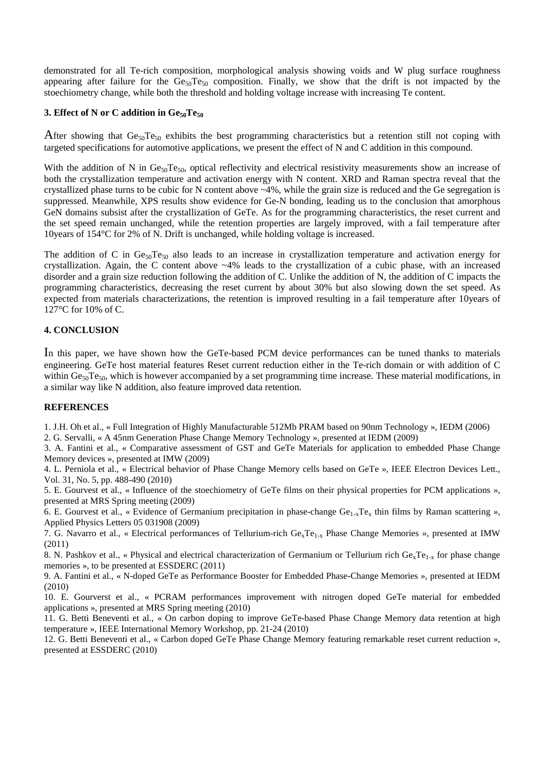demonstrated for all Te-rich composition, morphological analysis showing voids and W plug surface roughness appearing after failure for the $Ge_{50}Te_{50}$ composition. Finally, we show that the drift is not impacted by the stoechiometry change, while both the threshold and holding voltage increase with increasing Te content.

### 3. Effect of N or C addition in $Ge_{50}Te_{50}$

After showing that $Ge_{50}Te_{50}$ exhibits the best programming characteristics but a retention still not coping with targeted specifications for automotive applications, we present the effect of N and C addition in this compound.

With the addition of N in $Ge_{50}Te_{50}$, optical reflectivity and electrical resistivity measurements show an increase of both the crystallization temperature and activation energy with N content. XRD and Raman spectra reveal that the crystallized phase turns to be cubic for N content above ~4%, while the grain size is reduced and the Ge segregation is suppressed. Meanwhile, XPS results show evidence for Ge-N bonding, leading us to the conclusion that amorphous GeN domains subsist after the crystallization of GeTe. As for the programming characteristics, the reset current and the set speed remain unchanged, while the retention properties are largely improved, with a fail temperature after 10years of 154°C for 2% of N. Drift is unchanged, while holding voltage is increased.

The addition of C in $Ge_{50}Te_{50}$ also leads to an increase in crystallization temperature and activation energy for crystallization. Again, the C content above ~4% leads to the crystallization of a cubic phase, with an increased disorder and a grain size reduction following the addition of C. Unlike the addition of N, the addition of C impacts the programming characteristics, decreasing the reset current by about 30% but also slowing down the set speed. As expected from materials characterizations, the retention is improved resulting in a fail temperature after 10years of 127°C for 10% of C.

### 4. CONCLUSION

In this paper, we have shown how the GeTe-based PCM device performances can be tuned thanks to materials engineering. GeTe host material features Reset current reduction either in the Te-rich domain or with addition of C within $Ge_{50}Te_{50}$, which is however accompanied by a set programming time increase. These material modifications, in a similar way like N addition, also feature improved data retention.

### REFERENCES

1. J.H. Oh et al., « Full Integration of Highly Manufacturable 512Mb PRAM based on 90nm Technology », IEDM (2006)
2. G. Servalli, « A 45nm Generation Phase Change Memory Technology », presented at IEDM (2009)
3. A. Fantini et al., « Comparative assessment of GST and GeTe Materials for application to embedded Phase Change Memory devices », presented at IMW (2009)
4. L. Perniola et al., « Electrical behavior of Phase Change Memory cells based on GeTe », IEEE Electron Devices Lett., Vol. 31, No. 5, pp. 488-490 (2010)
5. E. Gourvest et al., « Influence of the stoechiometry of GeTe films on their physical properties for PCM applications », presented at MRS Spring meeting (2009)
6. E. Gourvest et al., « Evidence of Germanium precipitation in phase-change $Ge_{1-x}Te_x$ thin films by Raman scattering », Applied Physics Letters 05 031908 (2009)
7. G. Navarro et al., « Electrical performances of Tellurium-rich $Ge_xTe_{1-x}$ Phase Change Memories », presented at IMW (2011)
8. N. Pashkov et al., « Physical and electrical characterization of Germanium or Tellurium rich $Ge_xTe_{1-x}$ for phase change memories », to be presented at ESSDERC (2011)
9. A. Fantini et al., « N-doped GeTe as Performance Booster for Embedded Phase-Change Memories », presented at IEDM (2010)
10. E. Gourverst et al., « PCRAM performances improvement with nitrogen doped GeTe material for embedded applications », presented at MRS Spring meeting (2010)
11. G. Betti Beneventi et al., « On carbon doping to improve GeTe-based Phase Change Memory data retention at high temperature », IEEE International Memory Workshop, pp. 21-24 (2010)
12. G. Betti Beneventi et al., « Carbon doped GeTe Phase Change Memory featuring remarkable reset current reduction », presented at ESSDERC (2010)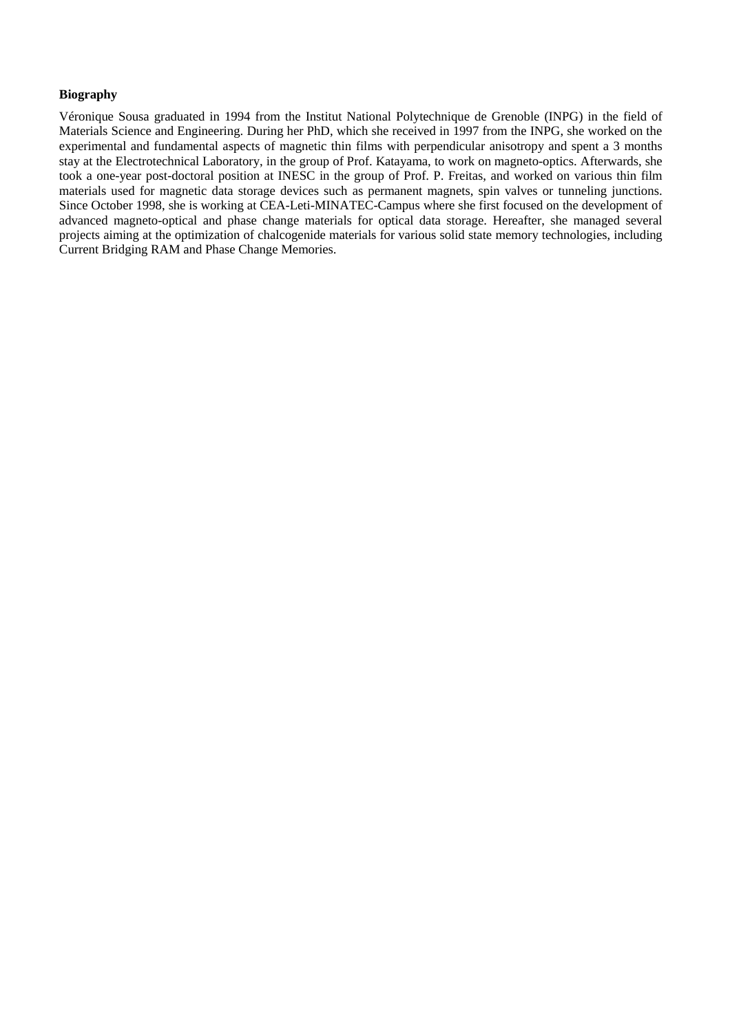**Biography**

Véronique Sousa graduated in 1994 from the Institut National Polytechnique de Grenoble (INPG) in the field of Materials Science and Engineering. During her PhD, which she received in 1997 from the INPG, she worked on the experimental and fundamental aspects of magnetic thin films with perpendicular anisotropy and spent a 3 months stay at the Electrotechnical Laboratory, in the group of Prof. Katayama, to work on magneto-optics. Afterwards, she took a one-year post-doctoral position at INESC in the group of Prof. P. Freitas, and worked on various thin film materials used for magnetic data storage devices such as permanent magnets, spin valves or tunneling junctions. Since October 1998, she is working at CEA-Leti-MINATEC-Campus where she first focused on the development of advanced magneto-optical and phase change materials for optical data storage. Hereafter, she managed several projects aiming at the optimization of chalcogenide materials for various solid state memory technologies, including Current Bridging RAM and Phase Change Memories.